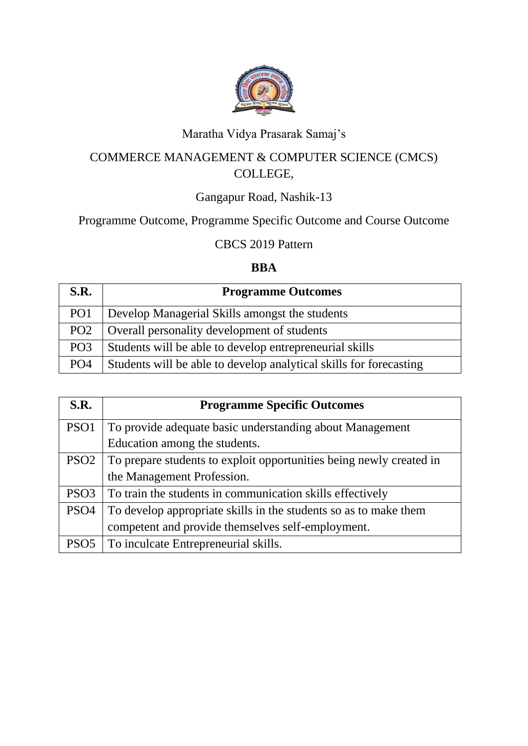Maratha Vidya Prasarak Samaj's

COMMERCE MANAGEMENT & COMPUTER SCIENCE (CMCS) COLLEGE,

Gangapur Road, Nashik-13

Programme Outcome, Programme Specific Outcome and Course Outcome

CBCS 2019 Pattern

**BBA**

| S.R. | Programme Outcomes |
|---|---|
| PO1 | Develop Managerial Skills amongst the students |
| PO2 | Overall personality development of students |
| PO3 | Students will be able to develop entrepreneurial skills |
| PO4 | Students will be able to develop analytical skills for forecasting |

| S.R. | Programme Specific Outcomes |
|---|---|
| PSO1 | To provide adequate basic understanding about Management Education among the students. |
| PSO2 | To prepare students to exploit opportunities being newly created in the Management Profession. |
| PSO3 | To train the students in communication skills effectively |
| PSO4 | To develop appropriate skills in the students so as to make them competent and provide themselves self-employment. |
| PSO5 | To inculcate Entrepreneurial skills. |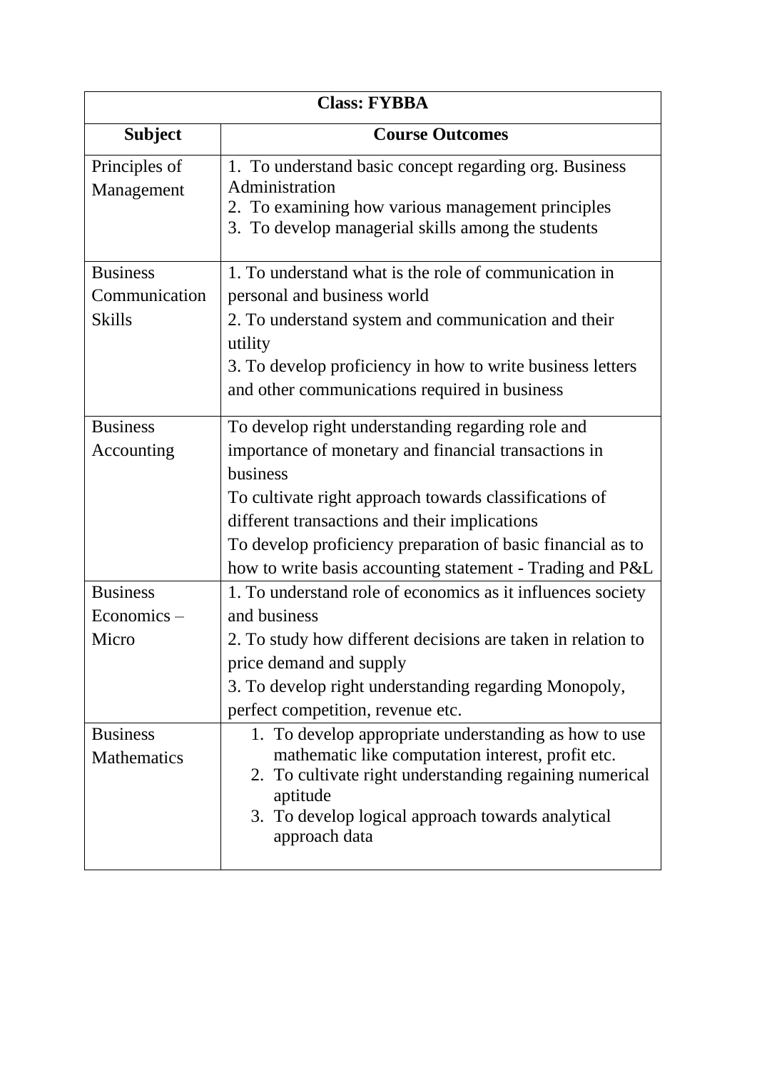| Class: FYBBA | |
|---|---|
| **Subject** | **Course Outcomes** |
| Principles of Management | 1. To understand basic concept regarding org. Business Administration<br>2. To examining how various management principles<br>3. To develop managerial skills among the students |
| Business Communication Skills | 1. To understand what is the role of communication in personal and business world<br>2. To understand system and communication and their utility<br>3. To develop proficiency in how to write business letters and other communications required in business |
| Business Accounting | To develop right understanding regarding role and importance of monetary and financial transactions in business<br>To cultivate right approach towards classifications of different transactions and their implications<br>To develop proficiency preparation of basic financial as to how to write basis accounting statement - Trading and P&L |
| Business Economics – Micro | 1. To understand role of economics as it influences society and business<br>2. To study how different decisions are taken in relation to price demand and supply<br>3. To develop right understanding regarding Monopoly, perfect competition, revenue etc. |
| Business Mathematics | 1. To develop appropriate understanding as how to use mathematic like computation interest, profit etc.<br>2. To cultivate right understanding regaining numerical aptitude<br>3. To develop logical approach towards analytical approach data |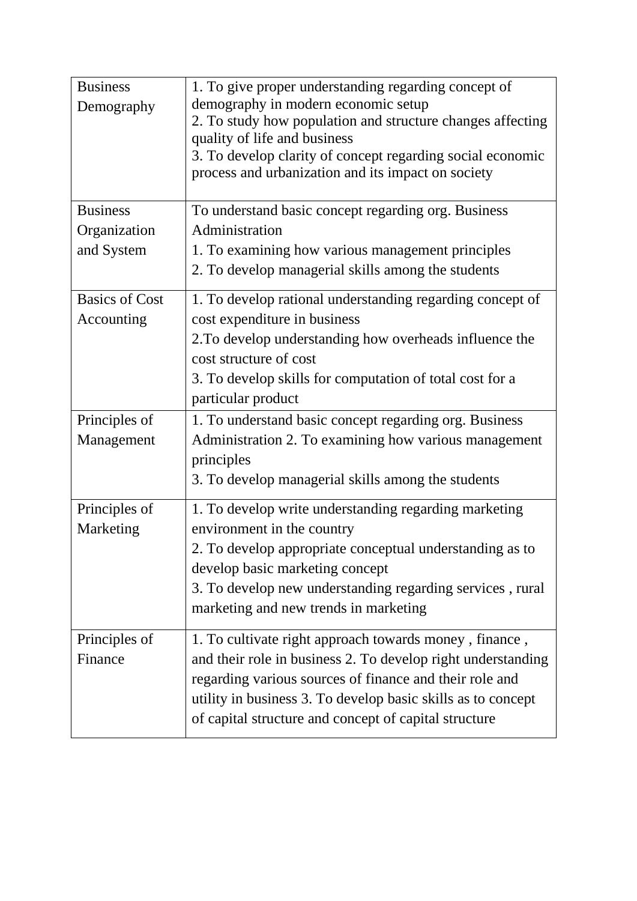| | |
|---|---|
| Business Demography | 1. To give proper understanding regarding concept of demography in modern economic setup<br>2. To study how population and structure changes affecting quality of life and business<br>3. To develop clarity of concept regarding social economic process and urbanization and its impact on society |
| Business Organization and System | To understand basic concept regarding org. Business Administration<br>1. To examining how various management principles<br>2. To develop managerial skills among the students |
| Basics of Cost Accounting | 1. To develop rational understanding regarding concept of cost expenditure in business<br>2.To develop understanding how overheads influence the cost structure of cost<br>3. To develop skills for computation of total cost for a particular product |
| Principles of Management | 1. To understand basic concept regarding org. Business Administration 2. To examining how various management principles<br>3. To develop managerial skills among the students |
| Principles of Marketing | 1. To develop write understanding regarding marketing environment in the country<br>2. To develop appropriate conceptual understanding as to develop basic marketing concept<br>3. To develop new understanding regarding services , rural marketing and new trends in marketing |
| Principles of Finance | 1. To cultivate right approach towards money , finance , and their role in business 2. To develop right understanding regarding various sources of finance and their role and utility in business 3. To develop basic skills as to concept of capital structure and concept of capital structure |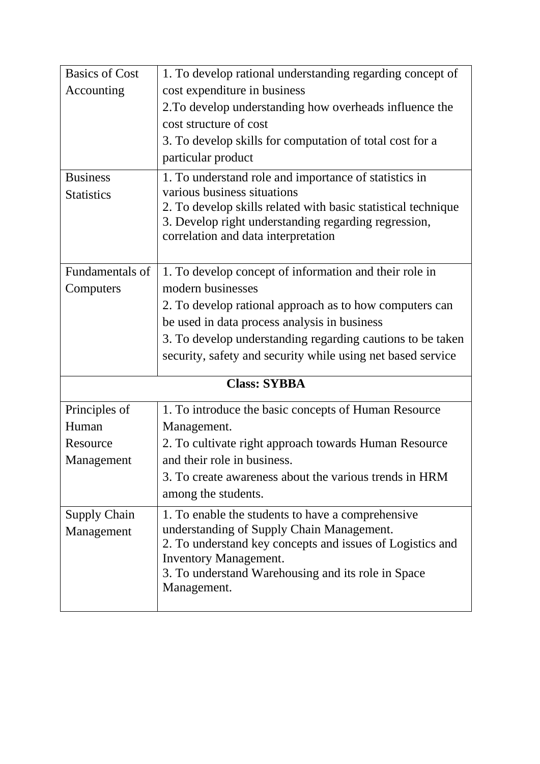| | |
|---|---|
| Basics of Cost Accounting | 1. To develop rational understanding regarding concept of cost expenditure in business<br>2.To develop understanding how overheads influence the cost structure of cost<br>3. To develop skills for computation of total cost for a particular product |
| Business Statistics | 1. To understand role and importance of statistics in various business situations<br>2. To develop skills related with basic statistical technique<br>3. Develop right understanding regarding regression, correlation and data interpretation |
| Fundamentals of Computers | 1. To develop concept of information and their role in modern businesses<br>2. To develop rational approach as to how computers can be used in data process analysis in business<br>3. To develop understanding regarding cautions to be taken security, safety and security while using net based service |
| **Class: SYBBA** | |
| Principles of Human Resource Management | 1. To introduce the basic concepts of Human Resource Management.<br>2. To cultivate right approach towards Human Resource and their role in business.<br>3. To create awareness about the various trends in HRM among the students. |
| Supply Chain Management | 1. To enable the students to have a comprehensive understanding of Supply Chain Management.<br>2. To understand key concepts and issues of Logistics and Inventory Management.<br>3. To understand Warehousing and its role in Space Management. |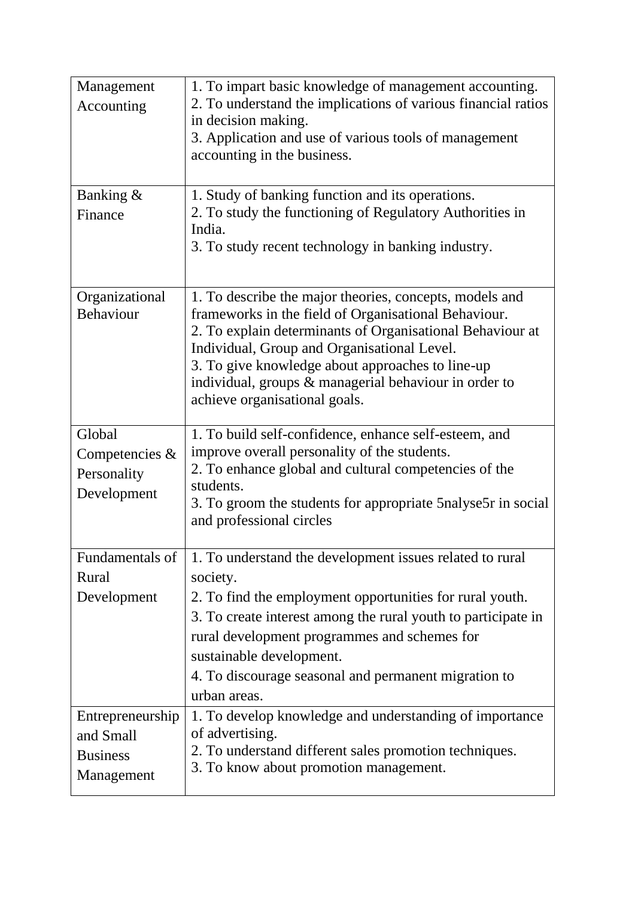| | |
|---|---|
| Management Accounting | 1. To impart basic knowledge of management accounting.<br>2. To understand the implications of various financial ratios in decision making.<br>3. Application and use of various tools of management accounting in the business. |
| Banking & Finance | 1. Study of banking function and its operations.<br>2. To study the functioning of Regulatory Authorities in India.<br>3. To study recent technology in banking industry. |
| Organizational Behaviour | 1. To describe the major theories, concepts, models and frameworks in the field of Organisational Behaviour.<br>2. To explain determinants of Organisational Behaviour at Individual, Group and Organisational Level.<br>3. To give knowledge about approaches to line-up individual, groups & managerial behaviour in order to achieve organisational goals. |
| Global Competencies & Personality Development | 1. To build self-confidence, enhance self-esteem, and improve overall personality of the students.<br>2. To enhance global and cultural competencies of the students.<br>3. To groom the students for appropriate 5nalyse5r in social and professional circles |
| Fundamentals of Rural Development | 1. To understand the development issues related to rural society.<br>2. To find the employment opportunities for rural youth.<br>3. To create interest among the rural youth to participate in rural development programmes and schemes for sustainable development.<br>4. To discourage seasonal and permanent migration to urban areas. |
| Entrepreneurship and Small Business Management | 1. To develop knowledge and understanding of importance of advertising.<br>2. To understand different sales promotion techniques.<br>3. To know about promotion management. |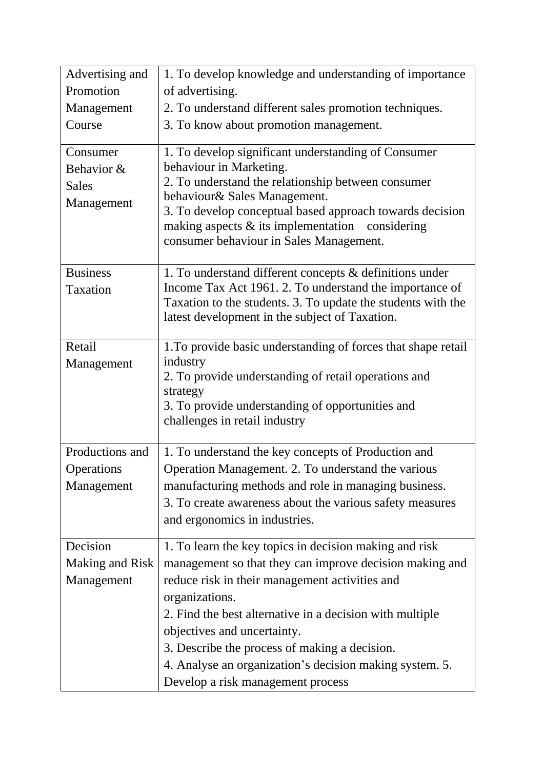| | |
|---|---|
| Advertising and Promotion Management Course | 1. To develop knowledge and understanding of importance of advertising.<br>2. To understand different sales promotion techniques.<br>3. To know about promotion management. |
| Consumer Behavior & Sales Management | 1. To develop significant understanding of Consumer behaviour in Marketing.<br>2. To understand the relationship between consumer behaviour& Sales Management.<br>3. To develop conceptual based approach towards decision making aspects & its implementation considering consumer behaviour in Sales Management. |
| Business Taxation | 1. To understand different concepts & definitions under Income Tax Act 1961. 2. To understand the importance of Taxation to the students. 3. To update the students with the latest development in the subject of Taxation. |
| Retail Management | 1.To provide basic understanding of forces that shape retail industry<br>2. To provide understanding of retail operations and strategy<br>3. To provide understanding of opportunities and challenges in retail industry |
| Productions and Operations Management | 1. To understand the key concepts of Production and Operation Management. 2. To understand the various manufacturing methods and role in managing business.<br>3. To create awareness about the various safety measures and ergonomics in industries. |
| Decision Making and Risk Management | 1. To learn the key topics in decision making and risk management so that they can improve decision making and reduce risk in their management activities and organizations.<br>2. Find the best alternative in a decision with multiple objectives and uncertainty.<br>3. Describe the process of making a decision.<br>4. Analyse an organization's decision making system. 5. Develop a risk management process |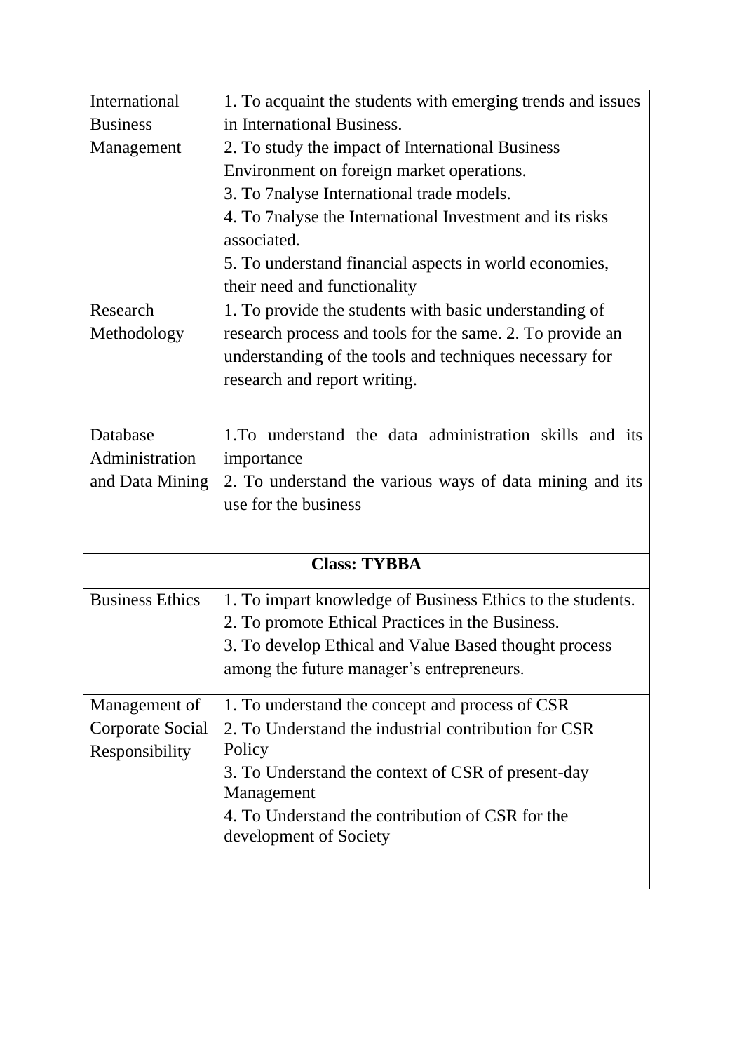| | |
|---|---|
| International Business Management | 1. To acquaint the students with emerging trends and issues in International Business.<br>2. To study the impact of International Business Environment on foreign market operations.<br>3. To 7nalyse International trade models.<br>4. To 7nalyse the International Investment and its risks associated.<br>5. To understand financial aspects in world economies, their need and functionality |
| Research Methodology | 1. To provide the students with basic understanding of research process and tools for the same. 2. To provide an understanding of the tools and techniques necessary for research and report writing. |
| Database Administration and Data Mining | 1.To understand the data administration skills and its importance<br>2. To understand the various ways of data mining and its use for the business |
| **Class: TYBBA** | |
| Business Ethics | 1. To impart knowledge of Business Ethics to the students.<br>2. To promote Ethical Practices in the Business.<br>3. To develop Ethical and Value Based thought process among the future manager's entrepreneurs. |
| Management of Corporate Social Responsibility | 1. To understand the concept and process of CSR<br>2. To Understand the industrial contribution for CSR Policy<br>3. To Understand the context of CSR of present-day Management<br>4. To Understand the contribution of CSR for the development of Society |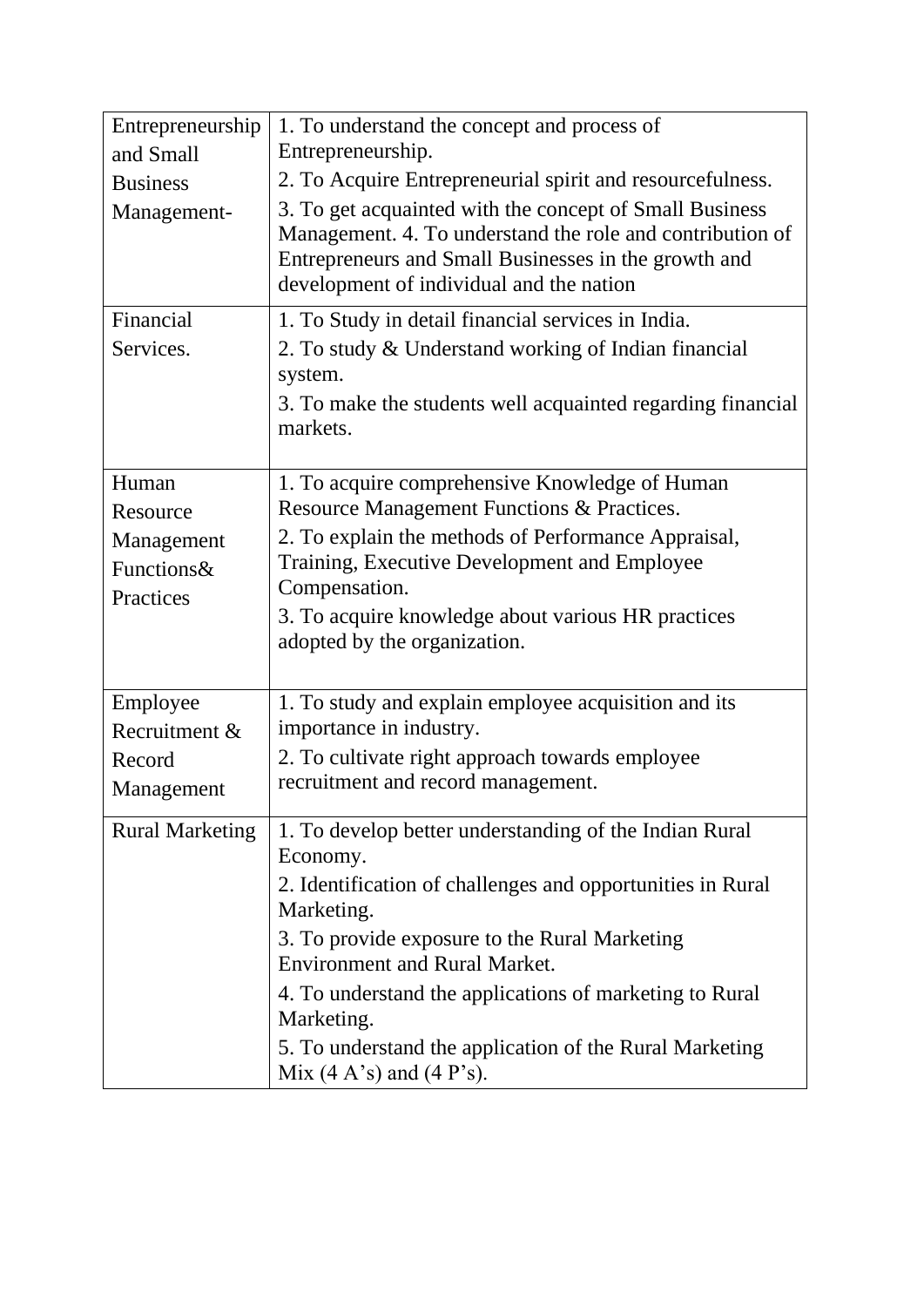| | |
|---|---|
| Entrepreneurship and Small Business Management- | 1. To understand the concept and process of Entrepreneurship.<br>2. To Acquire Entrepreneurial spirit and resourcefulness.<br>3. To get acquainted with the concept of Small Business Management. 4. To understand the role and contribution of Entrepreneurs and Small Businesses in the growth and development of individual and the nation |
| Financial Services. | 1. To Study in detail financial services in India.<br>2. To study & Understand working of Indian financial system.<br>3. To make the students well acquainted regarding financial markets. |
| Human Resource Management Functions& Practices | 1. To acquire comprehensive Knowledge of Human Resource Management Functions & Practices.<br>2. To explain the methods of Performance Appraisal, Training, Executive Development and Employee Compensation.<br>3. To acquire knowledge about various HR practices adopted by the organization. |
| Employee Recruitment & Record Management | 1. To study and explain employee acquisition and its importance in industry.<br>2. To cultivate right approach towards employee recruitment and record management. |
| Rural Marketing | 1. To develop better understanding of the Indian Rural Economy.<br>2. Identification of challenges and opportunities in Rural Marketing.<br>3. To provide exposure to the Rural Marketing Environment and Rural Market.<br>4. To understand the applications of marketing to Rural Marketing.<br>5. To understand the application of the Rural Marketing Mix (4 A's) and (4 P's). |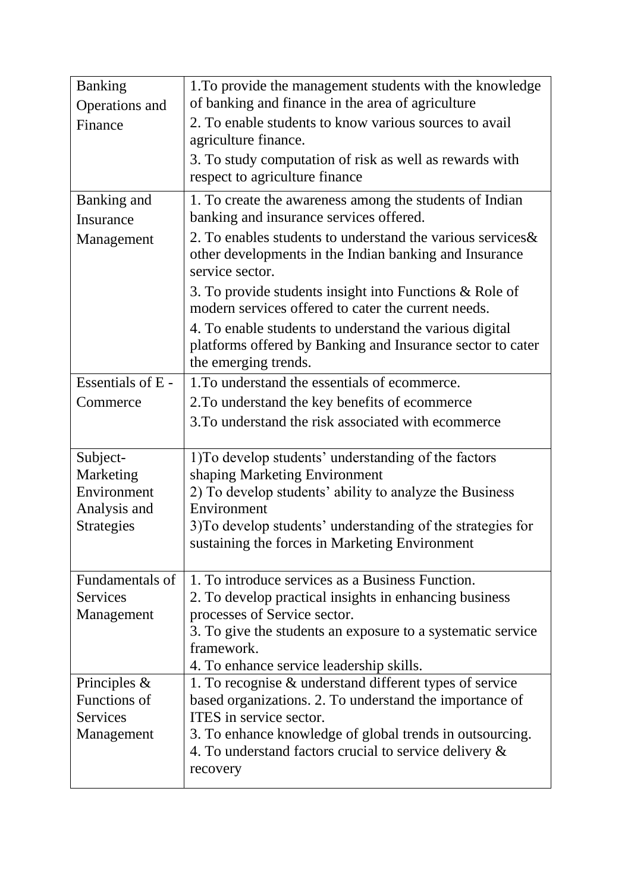| Banking Operations and Finance | 1.To provide the management students with the knowledge of banking and finance in the area of agriculture<br>2. To enable students to know various sources to avail agriculture finance.<br>3. To study computation of risk as well as rewards with respect to agriculture finance |
|---|---|
| Banking and Insurance Management | 1. To create the awareness among the students of Indian banking and insurance services offered.<br>2. To enables students to understand the various services& other developments in the Indian banking and Insurance service sector.<br>3. To provide students insight into Functions & Role of modern services offered to cater the current needs.<br>4. To enable students to understand the various digital platforms offered by Banking and Insurance sector to cater the emerging trends. |
| Essentials of E - Commerce | 1.To understand the essentials of ecommerce.<br>2.To understand the key benefits of ecommerce<br>3.To understand the risk associated with ecommerce |
| Subject- Marketing Environment Analysis and Strategies | 1)To develop students' understanding of the factors shaping Marketing Environment<br>2) To develop students' ability to analyze the Business Environment<br>3)To develop students' understanding of the strategies for sustaining the forces in Marketing Environment |
| Fundamentals of Services Management | 1. To introduce services as a Business Function.<br>2. To develop practical insights in enhancing business processes of Service sector.<br>3. To give the students an exposure to a systematic service framework.<br>4. To enhance service leadership skills. |
| Principles & Functions of Services Management | 1. To recognise & understand different types of service based organizations. 2. To understand the importance of ITES in service sector.<br>3. To enhance knowledge of global trends in outsourcing.<br>4. To understand factors crucial to service delivery & recovery |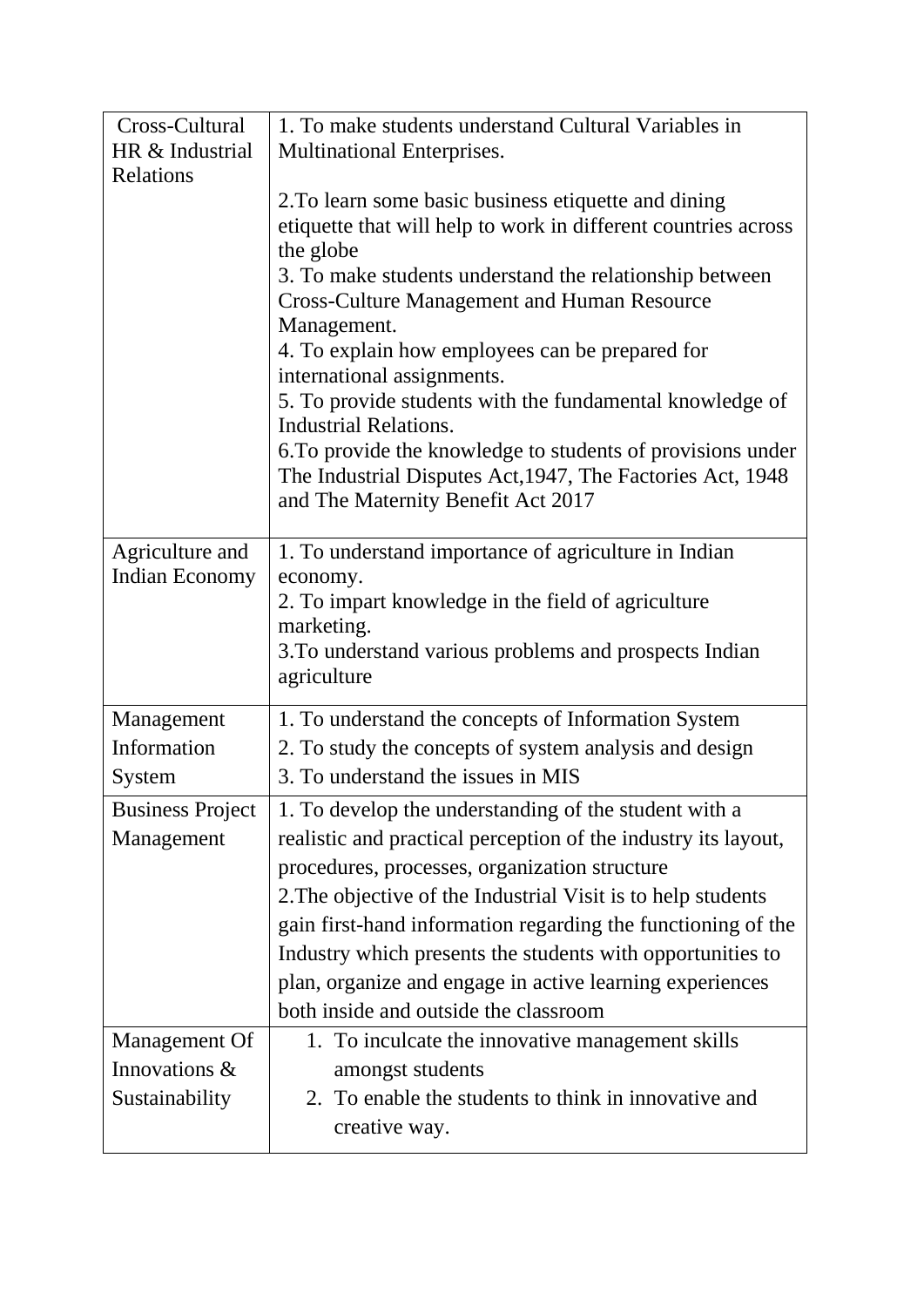| | |
|---|---|
| Cross-Cultural HR & Industrial Relations | 1. To make students understand Cultural Variables in Multinational Enterprises.<br><br>2.To learn some basic business etiquette and dining etiquette that will help to work in different countries across the globe<br>3. To make students understand the relationship between Cross-Culture Management and Human Resource Management.<br>4. To explain how employees can be prepared for international assignments.<br>5. To provide students with the fundamental knowledge of Industrial Relations.<br>6.To provide the knowledge to students of provisions under The Industrial Disputes Act,1947, The Factories Act, 1948 and The Maternity Benefit Act 2017 |
| Agriculture and Indian Economy | 1. To understand importance of agriculture in Indian economy.<br>2. To impart knowledge in the field of agriculture marketing.<br>3.To understand various problems and prospects Indian agriculture |
| Management Information System | 1. To understand the concepts of Information System<br>2. To study the concepts of system analysis and design<br>3. To understand the issues in MIS |
| Business Project Management | 1. To develop the understanding of the student with a realistic and practical perception of the industry its layout, procedures, processes, organization structure<br>2.The objective of the Industrial Visit is to help students gain first-hand information regarding the functioning of the Industry which presents the students with opportunities to plan, organize and engage in active learning experiences both inside and outside the classroom |
| Management Of Innovations & Sustainability | 1. To inculcate the innovative management skills amongst students<br>2. To enable the students to think in innovative and creative way. |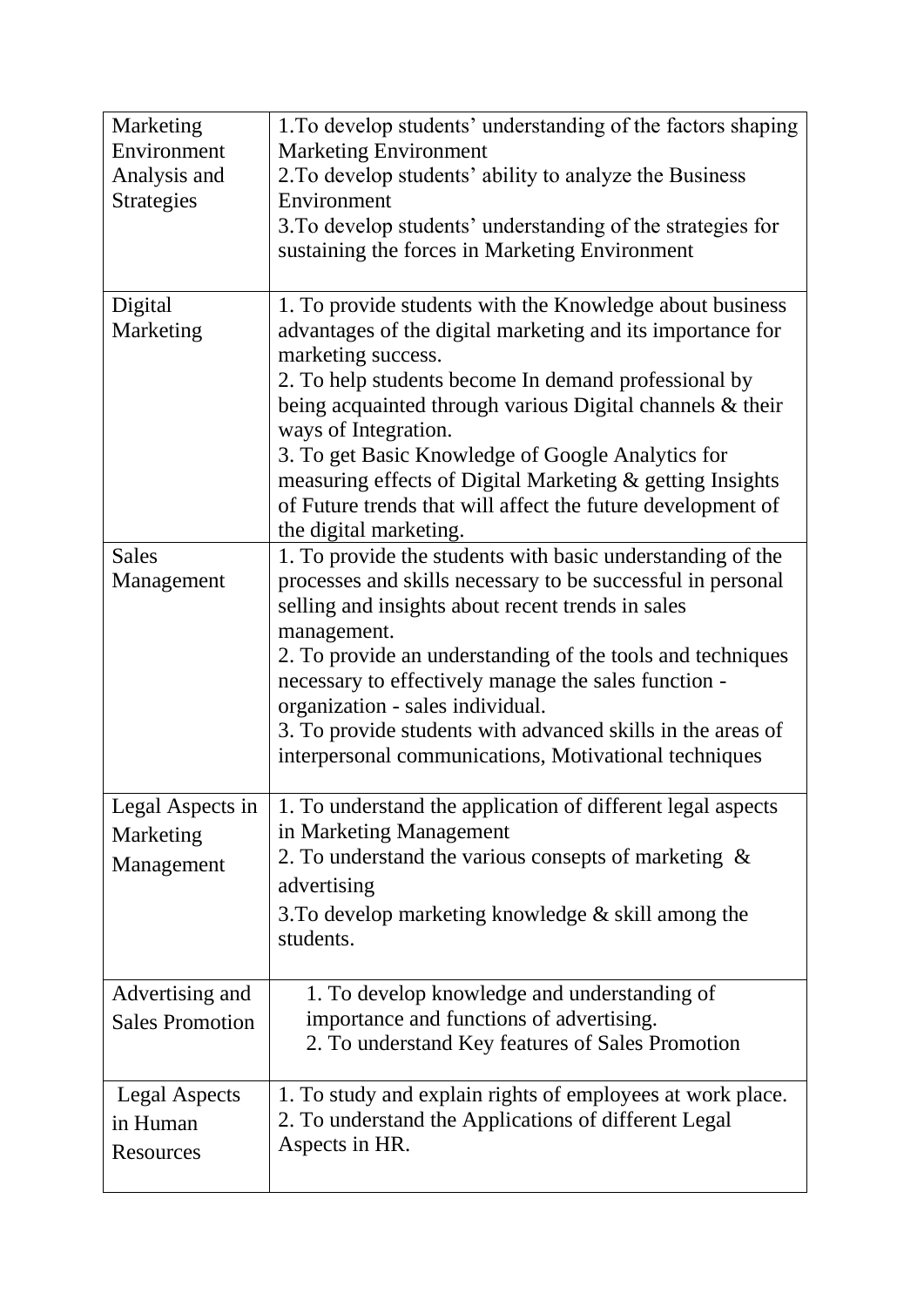| | |
|---|---|
| Marketing Environment Analysis and Strategies | 1.To develop students' understanding of the factors shaping Marketing Environment<br>2.To develop students' ability to analyze the Business Environment<br>3.To develop students' understanding of the strategies for sustaining the forces in Marketing Environment |
| Digital Marketing | 1. To provide students with the Knowledge about business advantages of the digital marketing and its importance for marketing success.<br>2. To help students become In demand professional by being acquainted through various Digital channels & their ways of Integration.<br>3. To get Basic Knowledge of Google Analytics for measuring effects of Digital Marketing & getting Insights of Future trends that will affect the future development of the digital marketing. |
| Sales Management | 1. To provide the students with basic understanding of the processes and skills necessary to be successful in personal selling and insights about recent trends in sales management.<br>2. To provide an understanding of the tools and techniques necessary to effectively manage the sales function - organization - sales individual.<br>3. To provide students with advanced skills in the areas of interpersonal communications, Motivational techniques |
| Legal Aspects in Marketing Management | 1. To understand the application of different legal aspects in Marketing Management<br>2. To understand the various consepts of marketing & advertising<br>3.To develop marketing knowledge & skill among the students. |
| Advertising and Sales Promotion | 1. To develop knowledge and understanding of importance and functions of advertising.<br>2. To understand Key features of Sales Promotion |
| Legal Aspects in Human Resources | 1. To study and explain rights of employees at work place.<br>2. To understand the Applications of different Legal Aspects in HR. |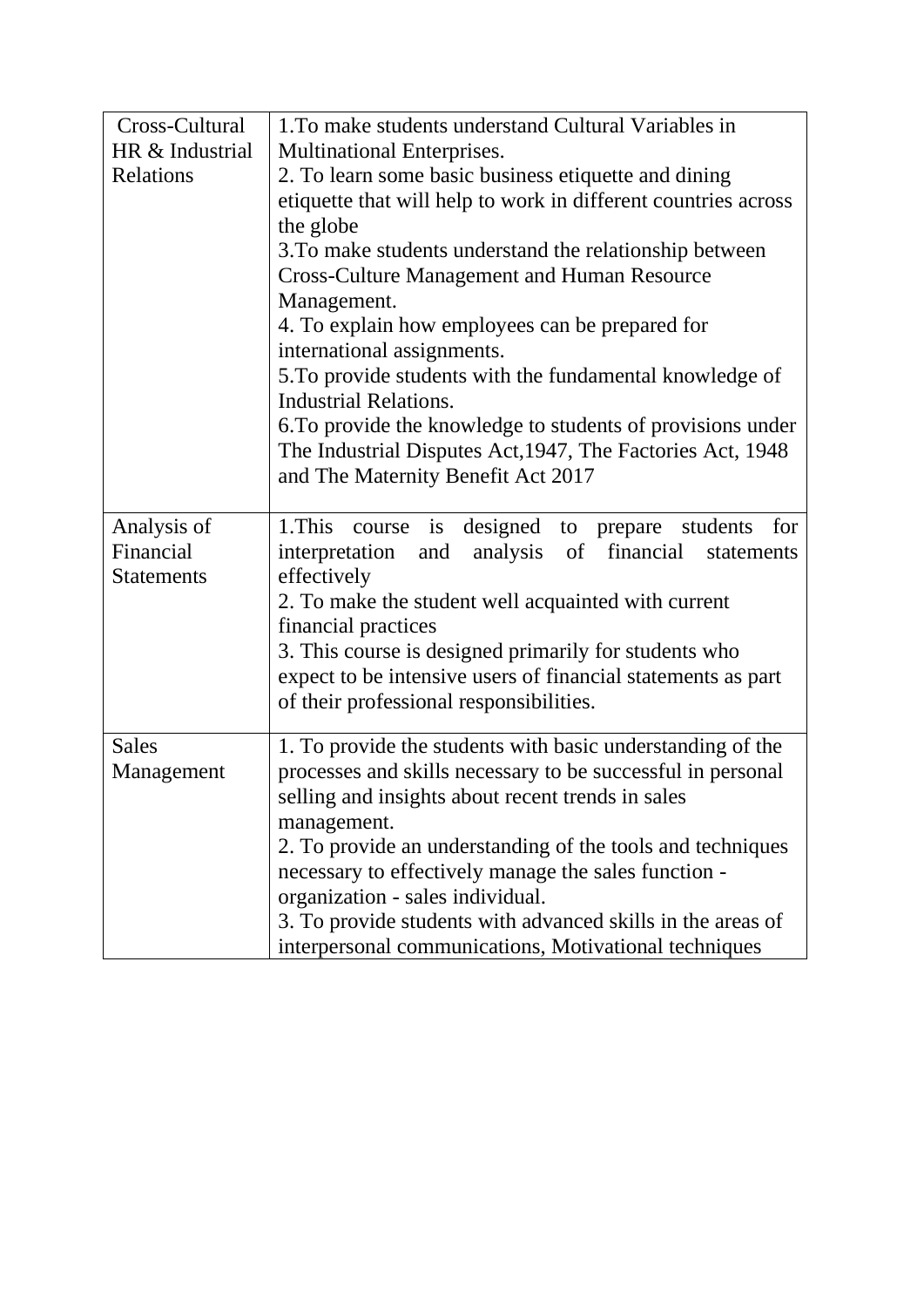| | |
|---|---|
| Cross-Cultural HR & Industrial Relations | 1.To make students understand Cultural Variables in Multinational Enterprises.<br>2. To learn some basic business etiquette and dining etiquette that will help to work in different countries across the globe<br>3.To make students understand the relationship between Cross-Culture Management and Human Resource Management.<br>4. To explain how employees can be prepared for international assignments.<br>5.To provide students with the fundamental knowledge of Industrial Relations.<br>6.To provide the knowledge to students of provisions under The Industrial Disputes Act,1947, The Factories Act, 1948 and The Maternity Benefit Act 2017 |
| Analysis of Financial Statements | 1.This course is designed to prepare students for interpretation and analysis of financial statements effectively<br>2. To make the student well acquainted with current financial practices<br>3. This course is designed primarily for students who expect to be intensive users of financial statements as part of their professional responsibilities. |
| Sales Management | 1. To provide the students with basic understanding of the processes and skills necessary to be successful in personal selling and insights about recent trends in sales management.<br>2. To provide an understanding of the tools and techniques necessary to effectively manage the sales function - organization - sales individual.<br>3. To provide students with advanced skills in the areas of interpersonal communications, Motivational techniques |